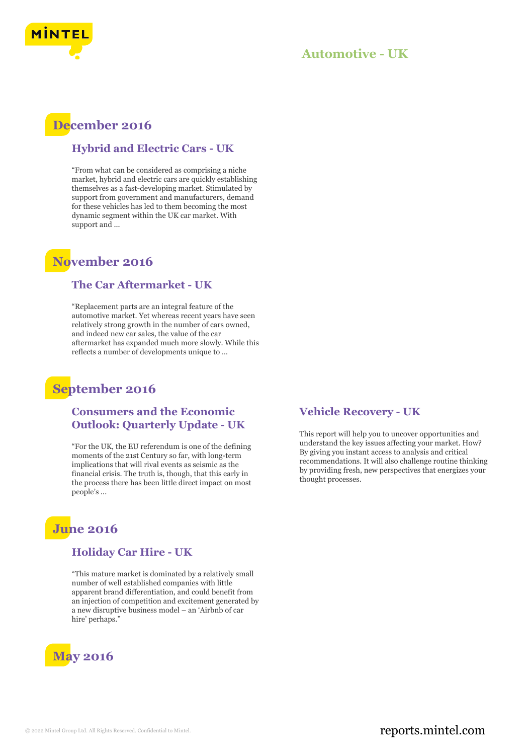# Automotive - UK

## December 2016

### Hybrid and Electric Cars - UK

“From what can be considered as comprising a niche market, hybrid and electric cars are quickly establishing themselves as a fast-developing market. Stimulated by support from government and manufacturers, demand for these vehicles has led to them becoming the most dynamic segment within the UK car market. With support and ...

## November 2016

### The Car Aftermarket - UK

“Replacement parts are an integral feature of the automotive market. Yet whereas recent years have seen relatively strong growth in the number of cars owned, and indeed new car sales, the value of the car aftermarket has expanded much more slowly. While this reflects a number of developments unique to ...

## September 2016

### Consumers and the Economic Outlook: Quarterly Update - UK

“For the UK, the EU referendum is one of the defining moments of the 21st Century so far, with long-term implications that will rival events as seismic as the financial crisis. The truth is, though, that this early in the process there has been little direct impact on most people’s ...

### Vehicle Recovery - UK

This report will help you to uncover opportunities and understand the key issues affecting your market. How? By giving you instant access to analysis and critical recommendations. It will also challenge routine thinking by providing fresh, new perspectives that energizes your thought processes.

## June 2016

### Holiday Car Hire - UK

“This mature market is dominated by a relatively small number of well established companies with little apparent brand differentiation, and could benefit from an injection of competition and excitement generated by a new disruptive business model – an ‘Airbnb of car hire’ perhaps.”

## May 2016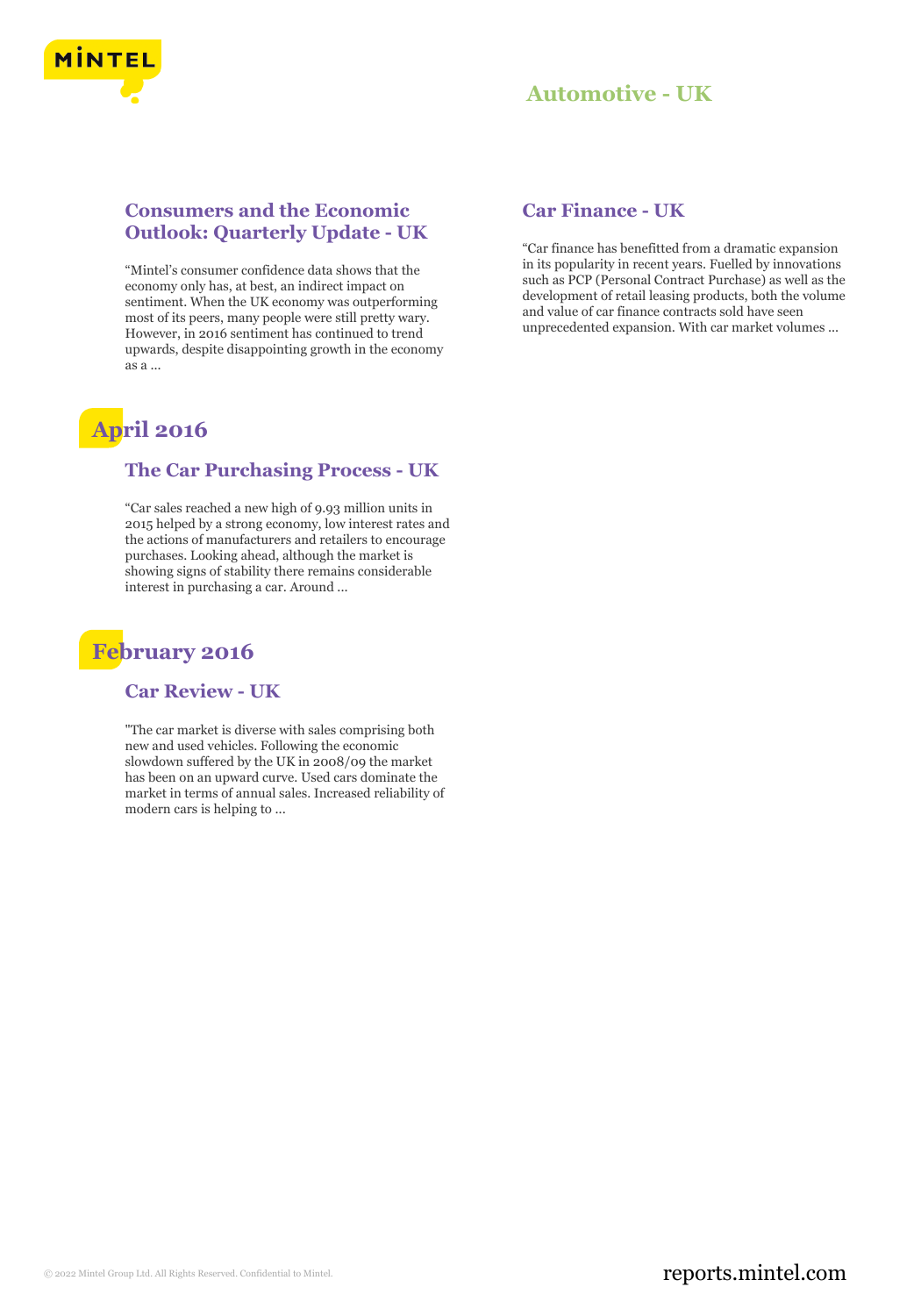### Consumers and the Economic Outlook: Quarterly Update - UK

"Mintel's consumer confidence data shows that the economy only has, at best, an indirect impact on sentiment. When the UK economy was outperforming most of its peers, many people were still pretty wary. However, in 2016 sentiment has continued to trend upwards, despite disappointing growth in the economy as a ...

### Car Finance - UK

"Car finance has benefitted from a dramatic expansion in its popularity in recent years. Fuelled by innovations such as PCP (Personal Contract Purchase) as well as the development of retail leasing products, both the volume and value of car finance contracts sold have seen unprecedented expansion. With car market volumes ...

## April 2016

### The Car Purchasing Process - UK

"Car sales reached a new high of 9.93 million units in 2015 helped by a strong economy, low interest rates and the actions of manufacturers and retailers to encourage purchases. Looking ahead, although the market is showing signs of stability there remains considerable interest in purchasing a car. Around ...

## February 2016

### Car Review - UK

"The car market is diverse with sales comprising both new and used vehicles. Following the economic slowdown suffered by the UK in 2008/09 the market has been on an upward curve. Used cars dominate the market in terms of annual sales. Increased reliability of modern cars is helping to ...